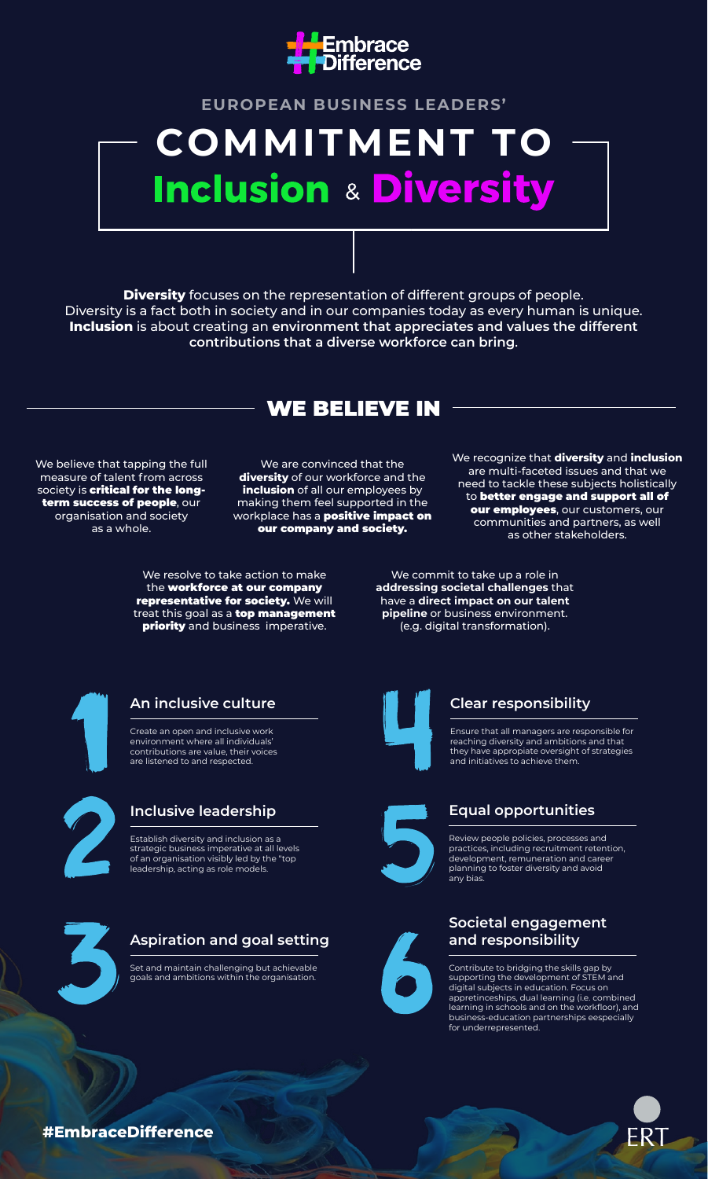#EmbraceDifference

EUROPEAN BUSINESS LEADERS'

# COMMITMENT TO Inclusion & Diversity

**Diversity** focuses on the representation of different groups of people. Diversity is a fact both in society and in our companies today as every human is unique. **Inclusion** is about creating an **environment that appreciates and values the different contributions that a diverse workforce can bring**.

## WE BELIEVE IN

We believe that tapping the full measure of talent from across society is **critical for the long-term success of people**, our organisation and society as a whole.

We are convinced that the **diversity** of our workforce and the **inclusion** of all our employees by making them feel supported in the workplace has a **positive impact on our company and society.**

We recognize that **diversity** and **inclusion** are multi-faceted issues and that we need to tackle these subjects holistically to **better engage and support all of our employees**, our customers, our communities and partners, as well as other stakeholders.

We resolve to take action to make the **workforce at our company representative for society.** We will treat this goal as a **top management priority** and business imperative.

We commit to take up a role in **addressing societal challenges** that have a **direct impact on our talent pipeline** or business environment. (e.g. digital transformation).

### 1 An inclusive culture

Create an open and inclusive work environment where all individuals' contributions are value, their voices are listened to and respected.

### 2 Inclusive leadership

Establish diversity and inclusion as a strategic business imperative at all levels of an organisation visibly led by the "top leadership, acting as role models.

### 3 Aspiration and goal setting

Set and maintain challenging but achievable goals and ambitions within the organisation.

### 4 Clear responsibility

Ensure that all managers are responsible for reaching diversity and ambitions and that they have appropiate oversight of strategies and initiatives to achieve them.

### 5 Equal opportunities

Review people policies, processes and practices, including recruitment retention, development, remuneration and career planning to foster diversity and avoid any bias.

### 6 Societal engagement and responsibility

Contribute to bridging the skills gap by supporting the development of STEM and digital subjects in education. Focus on appretinceships, dual learning (i.e. combined learning in schools and on the workfloor), and business-education partnerships eespecially for underrepresented.

#EmbraceDifference

ERT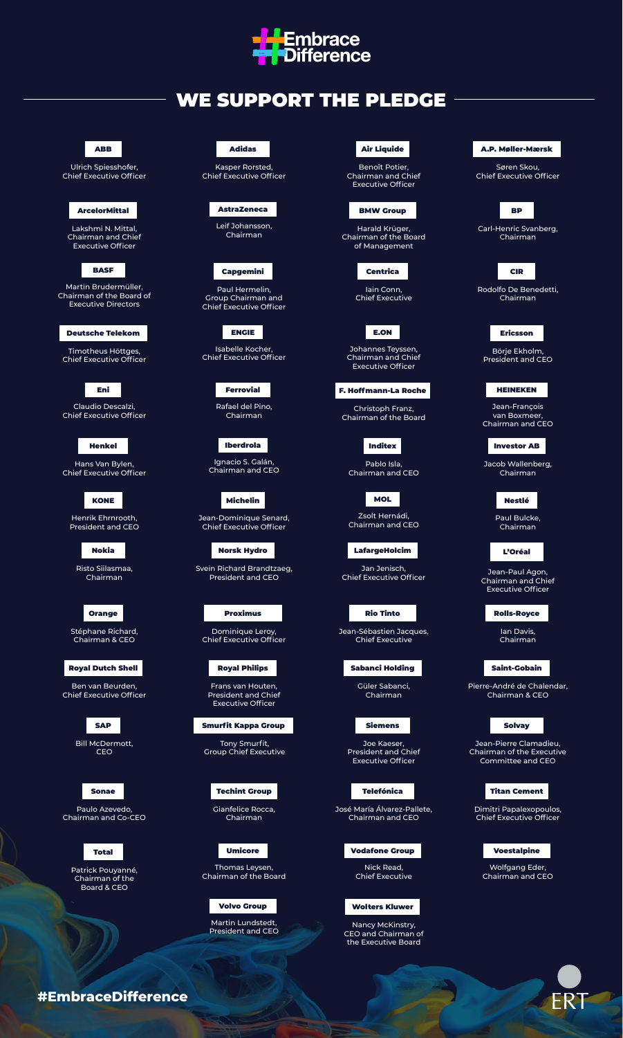# #EmbraceDifference

## WE SUPPORT THE PLEDGE

**ABB**
Ulrich Spiesshofer, Chief Executive Officer

**ArcelorMittal**
Lakshmi N. Mittal, Chairman and Chief Executive Officer

**BASF**
Martin Brudermüller, Chairman of the Board of Executive Directors

**Deutsche Telekom**
Timotheus Höttges, Chief Executive Officer

**Eni**
Claudio Descalzi, Chief Executive Officer

**Henkel**
Hans Van Bylen, Chief Executive Officer

**KONE**
Henrik Ehrnrooth, President and CEO

**Nokia**
Risto Siilasmaa, Chairman

**Orange**
Stéphane Richard, Chairman & CEO

**Royal Dutch Shell**
Ben van Beurden, Chief Executive Officer

**SAP**
Bill McDermott, CEO

**Sonae**
Paulo Azevedo, Chairman and Co-CEO

**Total**
Patrick Pouyanné, Chairman of the Board & CEO

**Adidas**
Kasper Rorsted, Chief Executive Officer

**AstraZeneca**
Leif Johansson, Chairman

**Capgemini**
Paul Hermelin, Group Chairman and Chief Executive Officer

**ENGIE**
Isabelle Kocher, Chief Executive Officer

**Ferrovial**
Rafael del Pino, Chairman

**Iberdrola**
Ignacio S. Galán, Chairman and CEO

**Michelin**
Jean-Dominique Senard, Chief Executive Officer

**Norsk Hydro**
Svein Richard Brandtzaeg, President and CEO

**Proximus**
Dominique Leroy, Chief Executive Officer

**Royal Philips**
Frans van Houten, President and Chief Executive Officer

**Smurfit Kappa Group**
Tony Smurfit, Group Chief Executive

**Techint Group**
Gianfelice Rocca, Chairman

**Umicore**
Thomas Leysen, Chairman of the Board

**Volvo Group**
Martin Lundstedt, President and CEO

**Air Liquide**
Benoît Potier, Chairman and Chief Executive Officer

**BMW Group**
Harald Krüger, Chairman of the Board of Management

**Centrica**
Iain Conn, Chief Executive

**E.ON**
Johannes Teyssen, Chairman and Chief Executive Officer

**F. Hoffmann-La Roche**
Christoph Franz, Chairman of the Board

**Inditex**
Pablo Isla, Chairman and CEO

**MOL**
Zsolt Hernádi, Chairman and CEO

**LafargeHolcim**
Jan Jenisch, Chief Executive Officer

**Rio Tinto**
Jean-Sébastien Jacques, Chief Executive

**Sabanci Holding**
Güler Sabanci, Chairman

**Siemens**
Joe Kaeser, President and Chief Executive Officer

**Telefónica**
José María Álvarez-Pallete, Chairman and CEO

**Vodafone Group**
Nick Read, Chief Executive

**Wolters Kluwer**
Nancy McKinstry, CEO and Chairman of the Executive Board

**A.P. Møller-Mærsk**
Søren Skou, Chief Executive Officer

**BP**
Carl-Henric Svanberg, Chairman

**CIR**
Rodolfo De Benedetti, Chairman

**Ericsson**
Börje Ekholm, President and CEO

**HEINEKEN**
Jean-François van Boxmeer, Chairman and CEO

**Investor AB**
Jacob Wallenberg, Chairman

**Nestlé**
Paul Bulcke, Chairman

**L'Oréal**
Jean-Paul Agon, Chairman and Chief Executive Officer

**Rolls-Royce**
Ian Davis, Chairman

**Saint-Gobain**
Pierre-André de Chalendar, Chairman & CEO

**Solvay**
Jean-Pierre Clamadieu, Chairman of the Executive Committee and CEO

**Titan Cement**
Dimitri Papalexopoulos, Chief Executive Officer

**Voestalpine**
Wolfgang Eder, Chairman and CEO

**#EmbraceDifference**

ERT